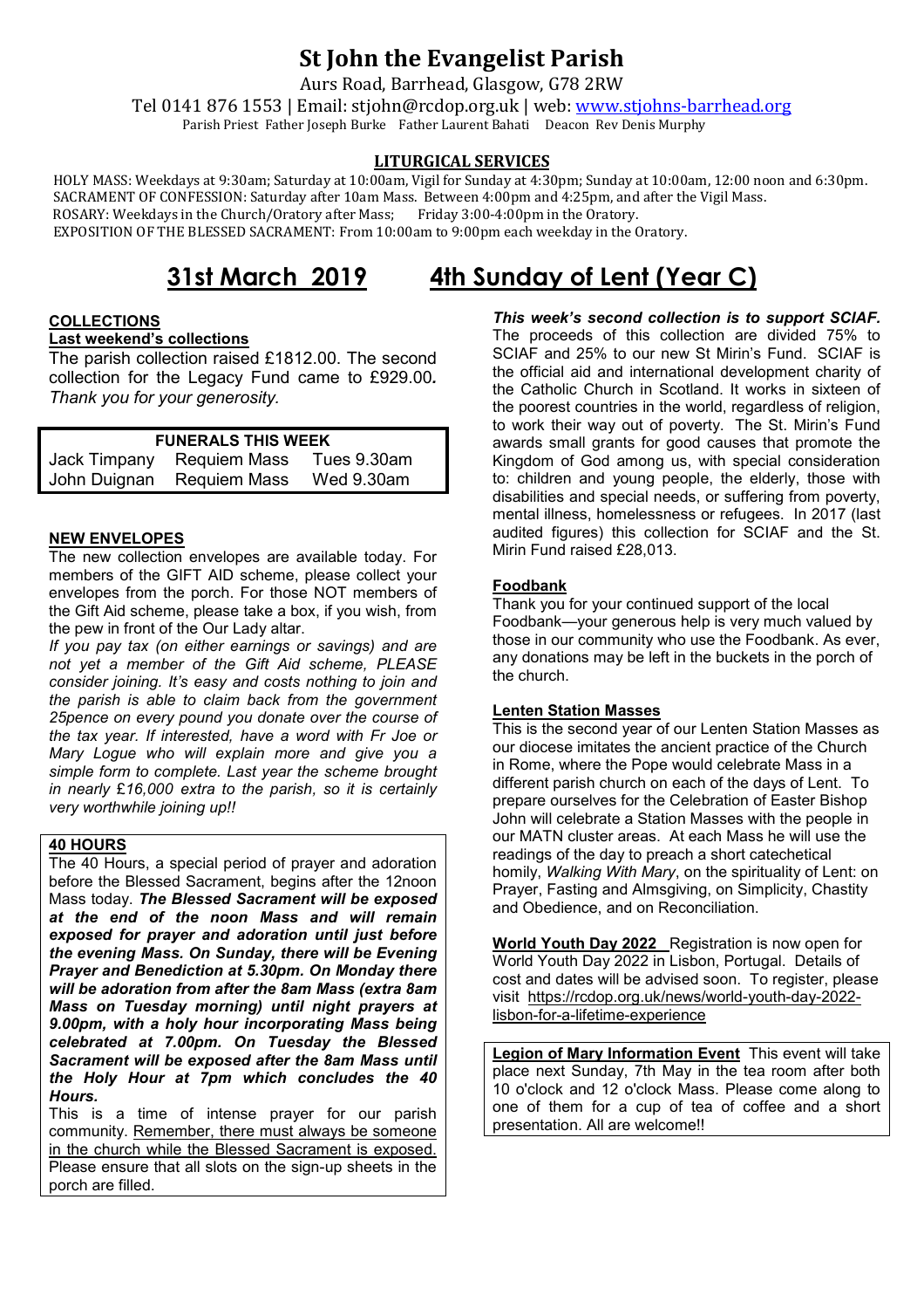# St John the Evangelist Parish

Aurs Road, Barrhead, Glasgow, G78 2RW

Tel 0141 876 1553 | Email: stjohn@rcdop.org.uk | web: www.stjohns-barrhead.org

Parish Priest Father Joseph Burke Father Laurent Bahati Deacon Rev Denis Murphy

## LITURGICAL SERVICES

HOLY MASS: Weekdays at 9:30am; Saturday at 10:00am, Vigil for Sunday at 4:30pm; Sunday at 10:00am, 12:00 noon and 6:30pm.
SACRAMENT OF CONFESSION: Saturday after 10am Mass. Between 4:00pm and 4:25pm, and after the Vigil Mass.
ROSARY: Weekdays in the Church/Oratory after Mass; Friday 3:00-4:00pm in the Oratory.
EXPOSITION OF THE BLESSED SACRAMENT: From 10:00am to 9:00pm each weekday in the Oratory.

## 31st March 2019 4th Sunday of Lent (Year C)

### COLLECTIONS

**Last weekend's collections**

The parish collection raised £1812.00. The second collection for the Legacy Fund came to £929.00**.** *Thank you for your generosity.*

| FUNERALS THIS WEEK | | |
|---|---|---|
| Jack Timpany | Requiem Mass | Tues 9.30am |
| John Duignan | Requiem Mass | Wed 9.30am |

### NEW ENVELOPES

The new collection envelopes are available today. For members of the GIFT AID scheme, please collect your envelopes from the porch. For those NOT members of the Gift Aid scheme, please take a box, if you wish, from the pew in front of the Our Lady altar.

*If you pay tax (on either earnings or savings) and are not yet a member of the Gift Aid scheme, PLEASE consider joining. It's easy and costs nothing to join and the parish is able to claim back from the government 25pence on every pound you donate over the course of the tax year. If interested, have a word with Fr Joe or Mary Logue who will explain more and give you a simple form to complete. Last year the scheme brought in nearly £16,000 extra to the parish, so it is certainly very worthwhile joining up!!*

### 40 HOURS

The 40 Hours, a special period of prayer and adoration before the Blessed Sacrament, begins after the 12noon Mass today. ***The Blessed Sacrament will be exposed at the end of the noon Mass and will remain exposed for prayer and adoration until just before the evening Mass. On Sunday, there will be Evening Prayer and Benediction at 5.30pm. On Monday there will be adoration from after the 8am Mass (extra 8am Mass on Tuesday morning) until night prayers at 9.00pm, with a holy hour incorporating Mass being celebrated at 7.00pm. On Tuesday the Blessed Sacrament will be exposed after the 8am Mass until the Holy Hour at 7pm which concludes the 40 Hours.***

This is a time of intense prayer for our parish community. Remember, there must always be someone in the church while the Blessed Sacrament is exposed. Please ensure that all slots on the sign-up sheets in the porch are filled.

***This week's second collection is to support SCIAF.*** The proceeds of this collection are divided 75% to SCIAF and 25% to our new St Mirin's Fund. SCIAF is the official aid and international development charity of the Catholic Church in Scotland. It works in sixteen of the poorest countries in the world, regardless of religion, to work their way out of poverty. The St. Mirin's Fund awards small grants for good causes that promote the Kingdom of God among us, with special consideration to: children and young people, the elderly, those with disabilities and special needs, or suffering from poverty, mental illness, homelessness or refugees. In 2017 (last audited figures) this collection for SCIAF and the St. Mirin Fund raised £28,013.

### Foodbank

Thank you for your continued support of the local Foodbank—your generous help is very much valued by those in our community who use the Foodbank. As ever, any donations may be left in the buckets in the porch of the church.

### Lenten Station Masses

This is the second year of our Lenten Station Masses as our diocese imitates the ancient practice of the Church in Rome, where the Pope would celebrate Mass in a different parish church on each of the days of Lent. To prepare ourselves for the Celebration of Easter Bishop John will celebrate a Station Masses with the people in our MATN cluster areas. At each Mass he will use the readings of the day to preach a short catechetical homily, *Walking With Mary*, on the spirituality of Lent: on Prayer, Fasting and Almsgiving, on Simplicity, Chastity and Obedience, and on Reconciliation.

**World Youth Day 2022** Registration is now open for World Youth Day 2022 in Lisbon, Portugal. Details of cost and dates will be advised soon. To register, please visit https://rcdop.org.uk/news/world-youth-day-2022-lisbon-for-a-lifetime-experience

**Legion of Mary Information Event** This event will take place next Sunday, 7th May in the tea room after both 10 o'clock and 12 o'clock Mass. Please come along to one of them for a cup of tea of coffee and a short presentation. All are welcome!!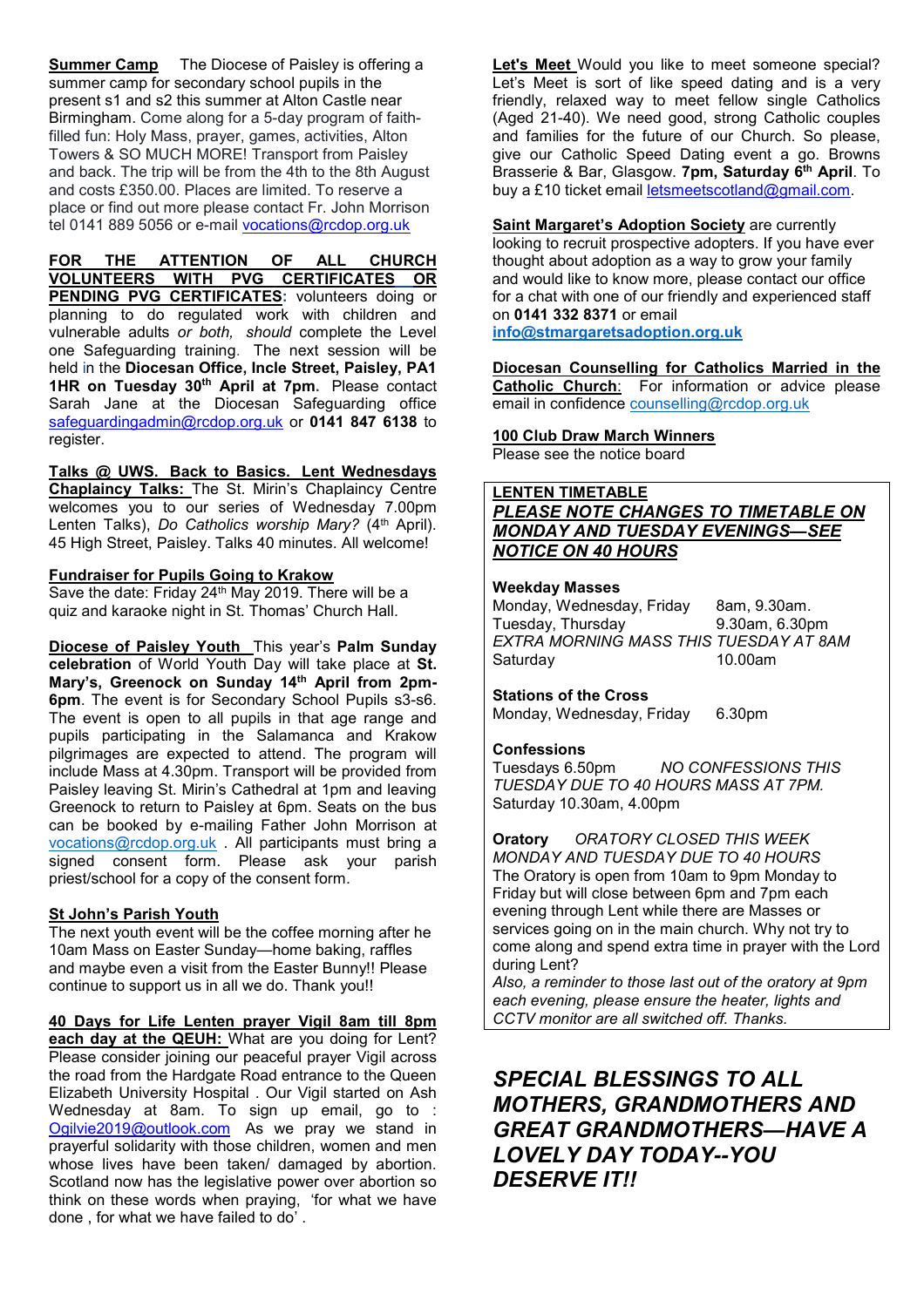**Summer Camp** The Diocese of Paisley is offering a summer camp for secondary school pupils in the present s1 and s2 this summer at Alton Castle near Birmingham. Come along for a 5-day program of faith-filled fun: Holy Mass, prayer, games, activities, Alton Towers & SO MUCH MORE! Transport from Paisley and back. The trip will be from the 4th to the 8th August and costs £350.00. Places are limited. To reserve a place or find out more please contact Fr. John Morrison tel 0141 889 5056 or e-mail vocations@rcdop.org.uk

**FOR THE ATTENTION OF ALL CHURCH VOLUNTEERS WITH PVG CERTIFICATES OR PENDING PVG CERTIFICATES:** volunteers doing or planning to do regulated work with children and vulnerable adults *or both, should* complete the Level one Safeguarding training. The next session will be held in the **Diocesan Office, Incle Street, Paisley, PA1 1HR on Tuesday 30th April at 7pm.** Please contact Sarah Jane at the Diocesan Safeguarding office safeguardingadmin@rcdop.org.uk or **0141 847 6138** to register.

**Talks @ UWS. Back to Basics. Lent Wednesdays Chaplaincy Talks:** The St. Mirin's Chaplaincy Centre welcomes you to our series of Wednesday 7.00pm Lenten Talks), *Do Catholics worship Mary?* (4th April). 45 High Street, Paisley. Talks 40 minutes. All welcome!

**Fundraiser for Pupils Going to Krakow**
Save the date: Friday 24th May 2019. There will be a quiz and karaoke night in St. Thomas' Church Hall.

**Diocese of Paisley Youth** This year's **Palm Sunday celebration** of World Youth Day will take place at **St. Mary's, Greenock on Sunday 14th April from 2pm-6pm**. The event is for Secondary School Pupils s3-s6. The event is open to all pupils in that age range and pupils participating in the Salamanca and Krakow pilgrimages are expected to attend. The program will include Mass at 4.30pm. Transport will be provided from Paisley leaving St. Mirin's Cathedral at 1pm and leaving Greenock to return to Paisley at 6pm. Seats on the bus can be booked by e-mailing Father John Morrison at vocations@rcdop.org.uk . All participants must bring a signed consent form. Please ask your parish priest/school for a copy of the consent form.

**St John's Parish Youth**
The next youth event will be the coffee morning after he 10am Mass on Easter Sunday—home baking, raffles and maybe even a visit from the Easter Bunny!! Please continue to support us in all we do. Thank you!!

**40 Days for Life Lenten prayer Vigil 8am till 8pm each day at the QEUH:** What are you doing for Lent? Please consider joining our peaceful prayer Vigil across the road from the Hardgate Road entrance to the Queen Elizabeth University Hospital . Our Vigil started on Ash Wednesday at 8am. To sign up email, go to : Ogilvie2019@outlook.com As we pray we stand in prayerful solidarity with those children, women and men whose lives have been taken/ damaged by abortion. Scotland now has the legislative power over abortion so think on these words when praying, 'for what we have done , for what we have failed to do' .

**Let's Meet** Would you like to meet someone special? Let's Meet is sort of like speed dating and is a very friendly, relaxed way to meet fellow single Catholics (Aged 21-40). We need good, strong Catholic couples and families for the future of our Church. So please, give our Catholic Speed Dating event a go. Browns Brasserie & Bar, Glasgow. **7pm, Saturday 6th April**. To buy a £10 ticket email letsmeetscotland@gmail.com.

**Saint Margaret's Adoption Society** are currently looking to recruit prospective adopters. If you have ever thought about adoption as a way to grow your family and would like to know more, please contact our office for a chat with one of our friendly and experienced staff on **0141 332 8371** or email **info@stmargaretsadoption.org.uk**

**Diocesan Counselling for Catholics Married in the Catholic Church**: For information or advice please email in confidence counselling@rcdop.org.uk

**100 Club Draw March Winners**
Please see the notice board

**LENTEN TIMETABLE**
***PLEASE NOTE CHANGES TO TIMETABLE ON MONDAY AND TUESDAY EVENINGS—SEE NOTICE ON 40 HOURS***

**Weekday Masses**
Monday, Wednesday, Friday 8am, 9.30am.
Tuesday, Thursday 9.30am, 6.30pm
*EXTRA MORNING MASS THIS TUESDAY AT 8AM*
Saturday 10.00am

**Stations of the Cross**
Monday, Wednesday, Friday 6.30pm

**Confessions**
Tuesdays 6.50pm *NO CONFESSIONS THIS TUESDAY DUE TO 40 HOURS MASS AT 7PM.*
Saturday 10.30am, 4.00pm

**Oratory** *ORATORY CLOSED THIS WEEK MONDAY AND TUESDAY DUE TO 40 HOURS*
The Oratory is open from 10am to 9pm Monday to Friday but will close between 6pm and 7pm each evening through Lent while there are Masses or services going on in the main church. Why not try to come along and spend extra time in prayer with the Lord during Lent?
*Also, a reminder to those last out of the oratory at 9pm each evening, please ensure the heater, lights and CCTV monitor are all switched off. Thanks.*

***SPECIAL BLESSINGS TO ALL MOTHERS, GRANDMOTHERS AND GREAT GRANDMOTHERS—HAVE A LOVELY DAY TODAY--YOU DESERVE IT!!***